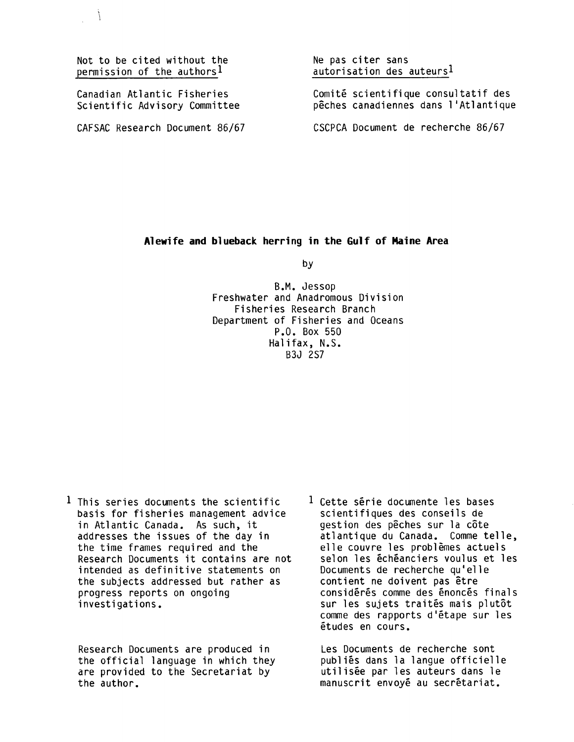Not to be cited without the permission of the authors[1]

Canadian Atlantic Fisheries Scientific Advisory Committee

CAFSAC Research Document 86/67

Ne pas citer sans autorisation des auteurs[1]

Comité scientifique consultatif des pêches canadiennes dans l'Atlantique

CSCPCA Document de recherche 86/67

# Alewife and blueback herring in the Gulf of Maine Area

by

B.M. Jessop
Freshwater and Anadromous Division
Fisheries Research Branch
Department of Fisheries and Oceans
P.O. Box 550
Halifax, N.S.
B3J 2S7

[1] This series documents the scientific basis for fisheries management advice in Atlantic Canada. As such, it addresses the issues of the day in the time frames required and the Research Documents it contains are not intended as definitive statements on the subjects addressed but rather as progress reports on ongoing investigations.

Research Documents are produced in the official language in which they are provided to the Secretariat by the author.

[1] Cette série documente les bases scientifiques des conseils de gestion des pêches sur la côte atlantique du Canada. Comme telle, elle couvre les problèmes actuels selon les échéanciers voulus et les Documents de recherche qu'elle contient ne doivent pas être considérés comme des énoncés finals sur les sujets traités mais plutôt comme des rapports d'étape sur les études en cours.

Les Documents de recherche sont publiés dans la langue officielle utilisée par les auteurs dans le manuscrit envoyé au secrétariat.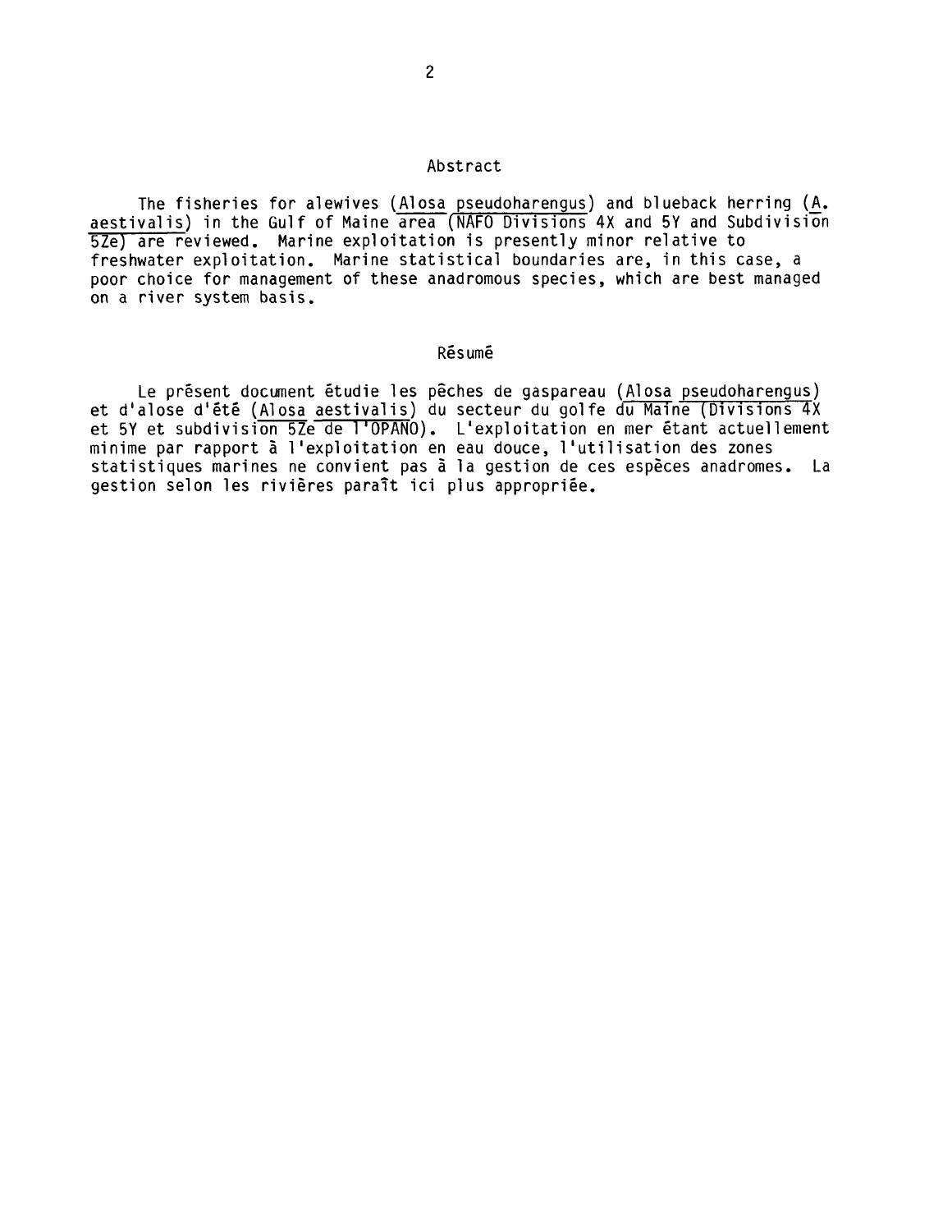## Abstract

The fisheries for alewives (*Alosa pseudoharengus*) and blueback herring (*A. aestivalis*) in the Gulf of Maine area (NAFO Divisions 4X and 5Y and Subdivision 5Ze) are reviewed. Marine exploitation is presently minor relative to freshwater exploitation. Marine statistical boundaries are, in this case, a poor choice for management of these anadromous species, which are best managed on a river system basis.

## Résumé

Le présent document étudie les pêches de gaspareau (*Alosa pseudoharengus*) et d'alose d'été (*Alosa aestivalis*) du secteur du golfe du Maine (Divisions 4X et 5Y et subdivision 5Ze de l'OPANO). L'exploitation en mer étant actuellement minime par rapport à l'exploitation en eau douce, l'utilisation des zones statistiques marines ne convient pas à la gestion de ces espèces anadromes. La gestion selon les rivières paraît ici plus appropriée.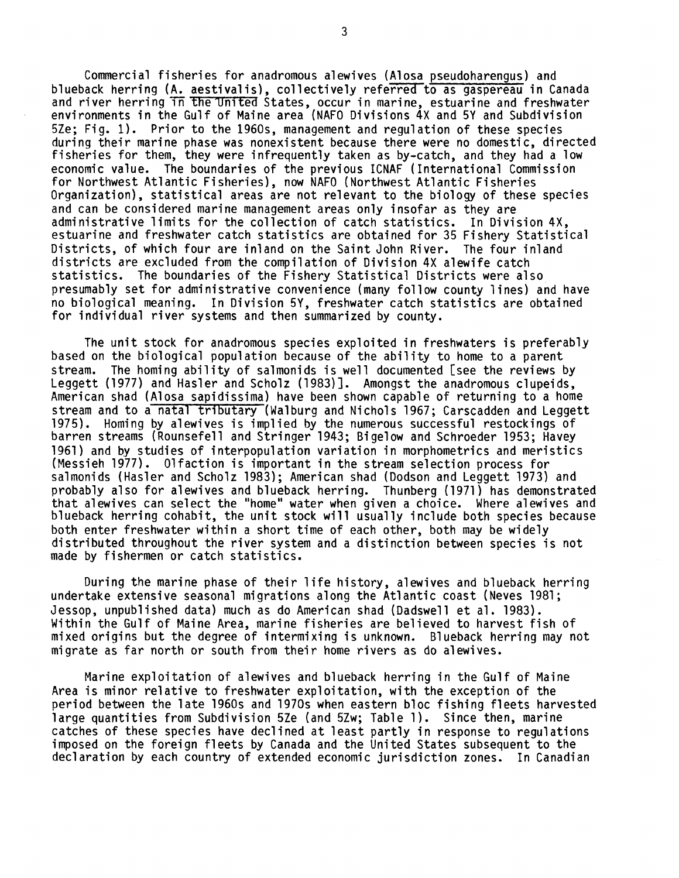Commercial fisheries for anadromous alewives (Alosa pseudoharengus) and blueback herring (A. aestivalis), collectively referred to as gaspereau in Canada and river herring in the United States, occur in marine, estuarine and freshwater environments in the Gulf of Maine area (NAFO Divisions 4X and 5Y and Subdivision 5Ze; Fig. 1). Prior to the 1960s, management and regulation of these species during their marine phase was nonexistent because there were no domestic, directed fisheries for them, they were infrequently taken as by-catch, and they had a low economic value. The boundaries of the previous ICNAF (International Commission for Northwest Atlantic Fisheries), now NAFO (Northwest Atlantic Fisheries Organization), statistical areas are not relevant to the biology of these species and can be considered marine management areas only insofar as they are administrative limits for the collection of catch statistics. In Division 4X, estuarine and freshwater catch statistics are obtained for 35 Fishery Statistical Districts, of which four are inland on the Saint John River. The four inland districts are excluded from the compilation of Division 4X alewife catch statistics. The boundaries of the Fishery Statistical Districts were also presumably set for administrative convenience (many follow county lines) and have no biological meaning. In Division 5Y, freshwater catch statistics are obtained for individual river systems and then summarized by county.

The unit stock for anadromous species exploited in freshwaters is preferably based on the biological population because of the ability to home to a parent stream. The homing ability of salmonids is well documented [see the reviews by Leggett (1977) and Hasler and Scholz (1983)]. Amongst the anadromous clupeids, American shad (Alosa sapidissima) have been shown capable of returning to a home stream and to a natal tributary (Walburg and Nichols 1967; Carscadden and Leggett 1975). Homing by alewives is implied by the numerous successful restockings of barren streams (Rounsefell and Stringer 1943; Bigelow and Schroeder 1953; Havey 1961) and by studies of interpopulation variation in morphometrics and meristics (Messieh 1977). Olfaction is important in the stream selection process for salmonids (Hasler and Scholz 1983); American shad (Dodson and Leggett 1973) and probably also for alewives and blueback herring. Thunberg (1971) has demonstrated that alewives can select the "home" water when given a choice. Where alewives and blueback herring cohabit, the unit stock will usually include both species because both enter freshwater within a short time of each other, both may be widely distributed throughout the river system and a distinction between species is not made by fishermen or catch statistics.

During the marine phase of their life history, alewives and blueback herring undertake extensive seasonal migrations along the Atlantic coast (Neves 1981; Jessop, unpublished data) much as do American shad (Dadswell et al. 1983). Within the Gulf of Maine Area, marine fisheries are believed to harvest fish of mixed origins but the degree of intermixing is unknown. Blueback herring may not migrate as far north or south from their home rivers as do alewives.

Marine exploitation of alewives and blueback herring in the Gulf of Maine Area is minor relative to freshwater exploitation, with the exception of the period between the late 1960s and 1970s when eastern bloc fishing fleets harvested large quantities from Subdivision 5Ze (and 5Zw; Table 1). Since then, marine catches of these species have declined at least partly in response to regulations imposed on the foreign fleets by Canada and the United States subsequent to the declaration by each country of extended economic jurisdiction zones. In Canadian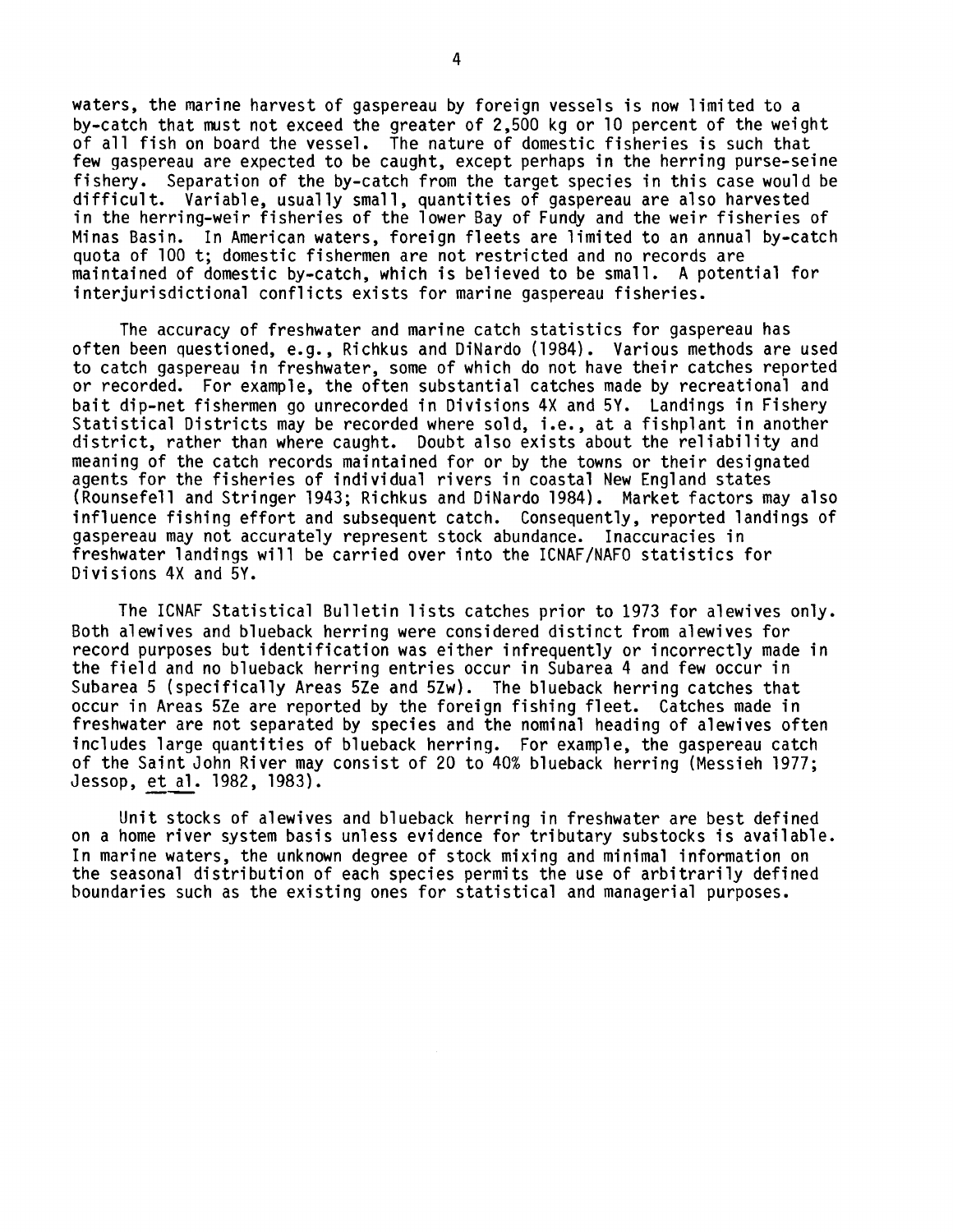waters, the marine harvest of gaspereau by foreign vessels is now limited to a by-catch that must not exceed the greater of 2,500 kg or 10 percent of the weight of all fish on board the vessel. The nature of domestic fisheries is such that few gaspereau are expected to be caught, except perhaps in the herring purse-seine fishery. Separation of the by-catch from the target species in this case would be difficult. Variable, usually small, quantities of gaspereau are also harvested in the herring-weir fisheries of the lower Bay of Fundy and the weir fisheries of Minas Basin. In American waters, foreign fleets are limited to an annual by-catch quota of 100 t; domestic fishermen are not restricted and no records are maintained of domestic by-catch, which is believed to be small. A potential for interjurisdictional conflicts exists for marine gaspereau fisheries.

The accuracy of freshwater and marine catch statistics for gaspereau has often been questioned, e.g., Richkus and DiNardo (1984). Various methods are used to catch gaspereau in freshwater, some of which do not have their catches reported or recorded. For example, the often substantial catches made by recreational and bait dip-net fishermen go unrecorded in Divisions 4X and 5Y. Landings in Fishery Statistical Districts may be recorded where sold, i.e., at a fishplant in another district, rather than where caught. Doubt also exists about the reliability and meaning of the catch records maintained for or by the towns or their designated agents for the fisheries of individual rivers in coastal New England states (Rounsefell and Stringer 1943; Richkus and DiNardo 1984). Market factors may also influence fishing effort and subsequent catch. Consequently, reported landings of gaspereau may not accurately represent stock abundance. Inaccuracies in freshwater landings will be carried over into the ICNAF/NAFO statistics for Divisions 4X and 5Y.

The ICNAF Statistical Bulletin lists catches prior to 1973 for alewives only. Both alewives and blueback herring were considered distinct from alewives for record purposes but identification was either infrequently or incorrectly made in the field and no blueback herring entries occur in Subarea 4 and few occur in Subarea 5 (specifically Areas 5Ze and 5Zw). The blueback herring catches that occur in Areas 5Ze are reported by the foreign fishing fleet. Catches made in freshwater are not separated by species and the nominal heading of alewives often includes large quantities of blueback herring. For example, the gaspereau catch of the Saint John River may consist of 20 to 40% blueback herring (Messieh 1977; Jessop, et al. 1982, 1983).

Unit stocks of alewives and blueback herring in freshwater are best defined on a home river system basis unless evidence for tributary substocks is available. In marine waters, the unknown degree of stock mixing and minimal information on the seasonal distribution of each species permits the use of arbitrarily defined boundaries such as the existing ones for statistical and managerial purposes.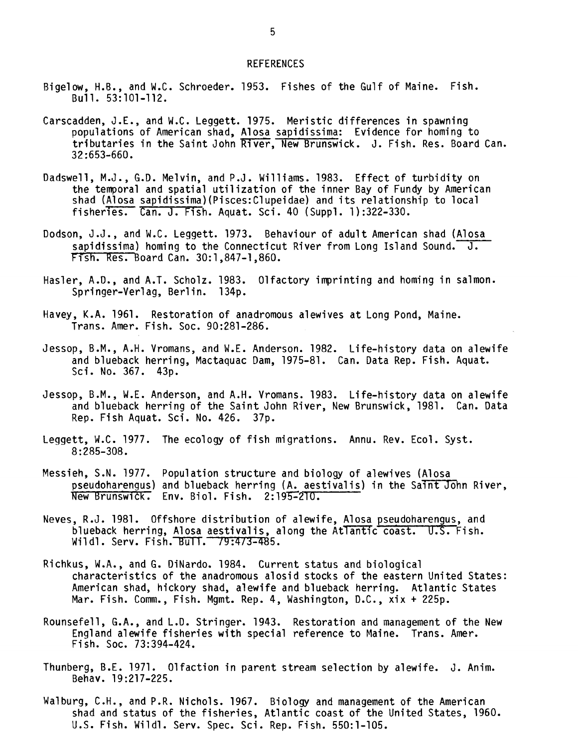## REFERENCES

Bigelow, H.B., and W.C. Schroeder. 1953. Fishes of the Gulf of Maine. Fish. Bull. 53:101-112.

Carscadden, J.E., and W.C. Leggett. 1975. Meristic differences in spawning populations of American shad, Alosa sapidissima: Evidence for homing to tributaries in the Saint John River, New Brunswick. J. Fish. Res. Board Can. 32:653-660.

Dadswell, M.J., G.D. Melvin, and P.J. Williams. 1983. Effect of turbidity on the temporal and spatial utilization of the inner Bay of Fundy by American shad (Alosa sapidissima)(Pisces:Clupeidae) and its relationship to local fisheries. Can. J. Fish. Aquat. Sci. 40 (Suppl. 1):322-330.

Dodson, J.J., and W.C. Leggett. 1973. Behaviour of adult American shad (Alosa sapidissima) homing to the Connecticut River from Long Island Sound. J. Fish. Res. Board Can. 30:1,847-1,860.

Hasler, A.D., and A.T. Scholz. 1983. Olfactory imprinting and homing in salmon. Springer-Verlag, Berlin. 134p.

Havey, K.A. 1961. Restoration of anadromous alewives at Long Pond, Maine. Trans. Amer. Fish. Soc. 90:281-286.

Jessop, B.M., A.H. Vromans, and W.E. Anderson. 1982. Life-history data on alewife and blueback herring, Mactaquac Dam, 1975-81. Can. Data Rep. Fish. Aquat. Sci. No. 367. 43p.

Jessop, B.M., W.E. Anderson, and A.H. Vromans. 1983. Life-history data on alewife and blueback herring of the Saint John River, New Brunswick, 1981. Can. Data Rep. Fish Aquat. Sci. No. 426. 37p.

Leggett, W.C. 1977. The ecology of fish migrations. Annu. Rev. Ecol. Syst. 8:285-308.

Messieh, S.N. 1977. Population structure and biology of alewives (Alosa pseudoharengus) and blueback herring (A. aestivalis) in the Saint John River, New Brunswick. Env. Biol. Fish. 2:195-210.

Neves, R.J. 1981. Offshore distribution of alewife, Alosa pseudoharengus, and blueback herring, Alosa aestivalis, along the Atlantic coast. U.S. Fish. Wildl. Serv. Fish. Bull. 79:473-485.

Richkus, W.A., and G. DiNardo. 1984. Current status and biological characteristics of the anadromous alosid stocks of the eastern United States: American shad, hickory shad, alewife and blueback herring. Atlantic States Mar. Fish. Comm., Fish. Mgmt. Rep. 4, Washington, D.C., xix + 225p.

Rounsefell, G.A., and L.D. Stringer. 1943. Restoration and management of the New England alewife fisheries with special reference to Maine. Trans. Amer. Fish. Soc. 73:394-424.

Thunberg, B.E. 1971. Olfaction in parent stream selection by alewife. J. Anim. Behav. 19:217-225.

Walburg, C.H., and P.R. Nichols. 1967. Biology and management of the American shad and status of the fisheries, Atlantic coast of the United States, 1960. U.S. Fish. Wildl. Serv. Spec. Sci. Rep. Fish. 550:1-105.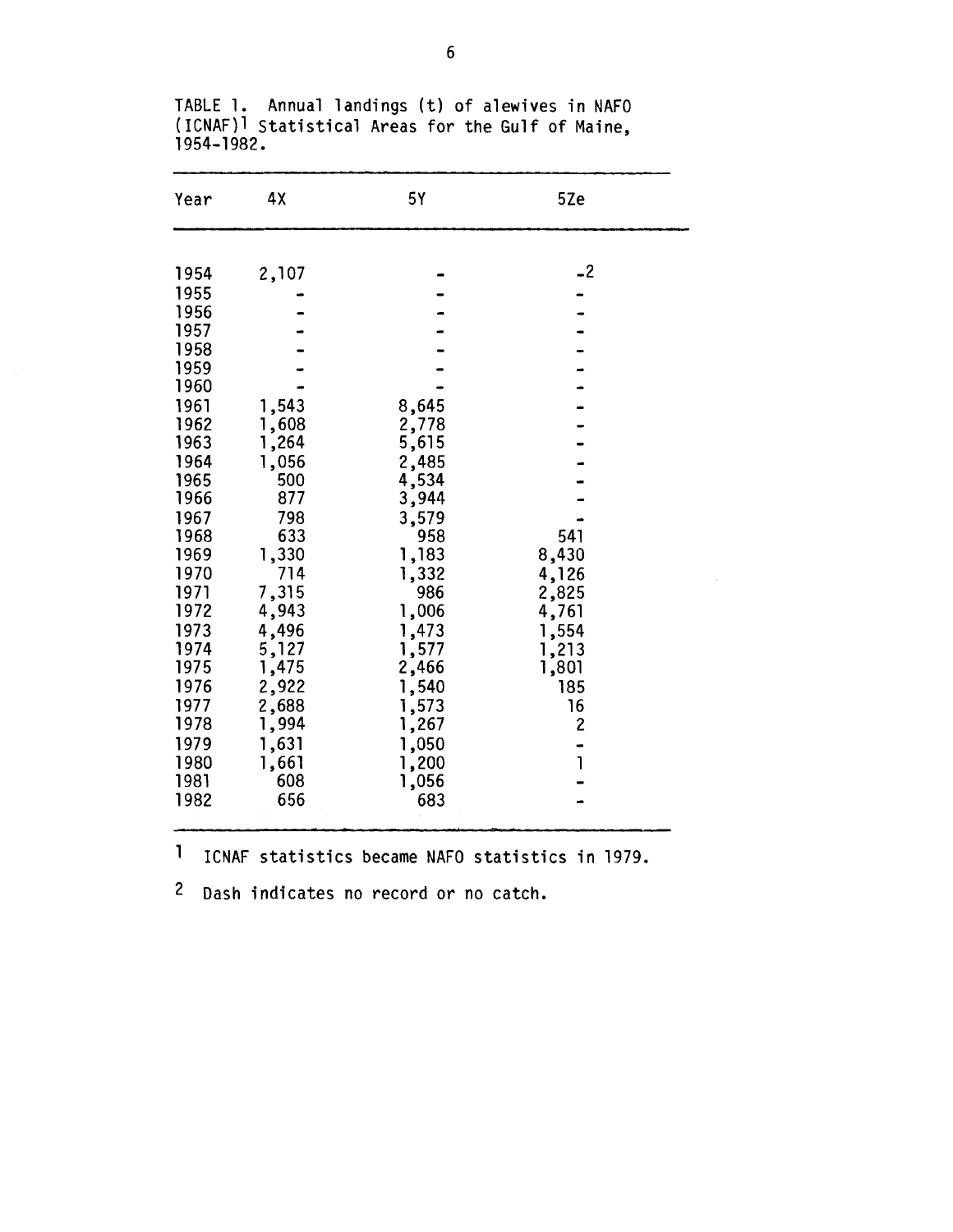TABLE 1. Annual landings (t) of alewives in NAFO (ICNAF)[1] Statistical Areas for the Gulf of Maine, 1954-1982.

| Year | 4X | 5Y | 5Ze |
|---|---|---|---|
| 1954 | 2,107 | - | -[2] |
| 1955 | - | - | - |
| 1956 | - | - | - |
| 1957 | - | - | - |
| 1958 | - | - | - |
| 1959 | - | - | - |
| 1960 | - | - | - |
| 1961 | 1,543 | 8,645 | - |
| 1962 | 1,608 | 2,778 | - |
| 1963 | 1,264 | 5,615 | - |
| 1964 | 1,056 | 2,485 | - |
| 1965 | 500 | 4,534 | - |
| 1966 | 877 | 3,944 | - |
| 1967 | 798 | 3,579 | - |
| 1968 | 633 | 958 | 541 |
| 1969 | 1,330 | 1,183 | 8,430 |
| 1970 | 714 | 1,332 | 4,126 |
| 1971 | 7,315 | 986 | 2,825 |
| 1972 | 4,943 | 1,006 | 4,761 |
| 1973 | 4,496 | 1,473 | 1,554 |
| 1974 | 5,127 | 1,577 | 1,213 |
| 1975 | 1,475 | 2,466 | 1,801 |
| 1976 | 2,922 | 1,540 | 185 |
| 1977 | 2,688 | 1,573 | 16 |
| 1978 | 1,994 | 1,267 | 2 |
| 1979 | 1,631 | 1,050 | - |
| 1980 | 1,661 | 1,200 | 1 |
| 1981 | 608 | 1,056 | - |
| 1982 | 656 | 683 | - |

[1] ICNAF statistics became NAFO statistics in 1979.

[2] Dash indicates no record or no catch.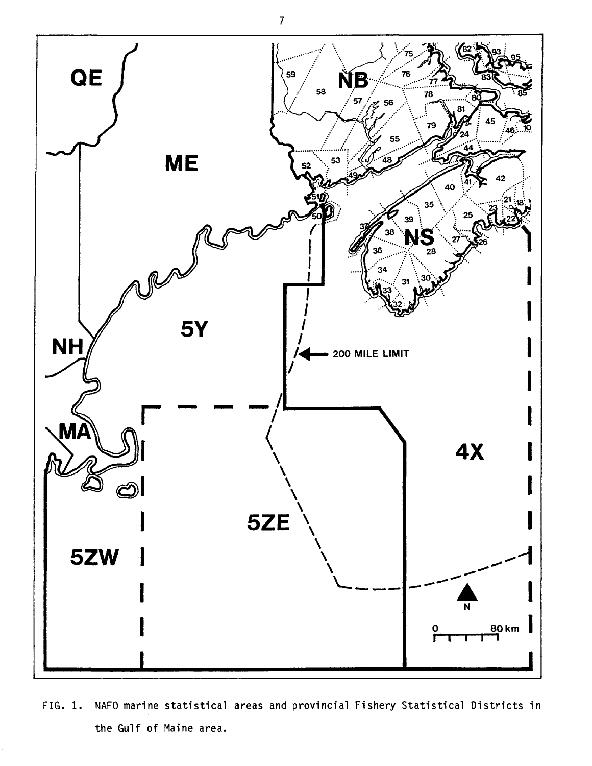QE

ME

NB

NS

NH

MA

5Y

5ZE

5ZW

4X

200 MILE LIMIT

N

0 80 km

59 58 57 56 55 53 52 51 50 49 48 75 76 77 78 79 80 81 82 83 85 93 95 45 46 10 24 44 42 41 40 35 39 38 37 36 34 31 30 33 32 28 27 26 25 23 22 21 18

FIG. 1. NAFO marine statistical areas and provincial Fishery Statistical Districts in the Gulf of Maine area.